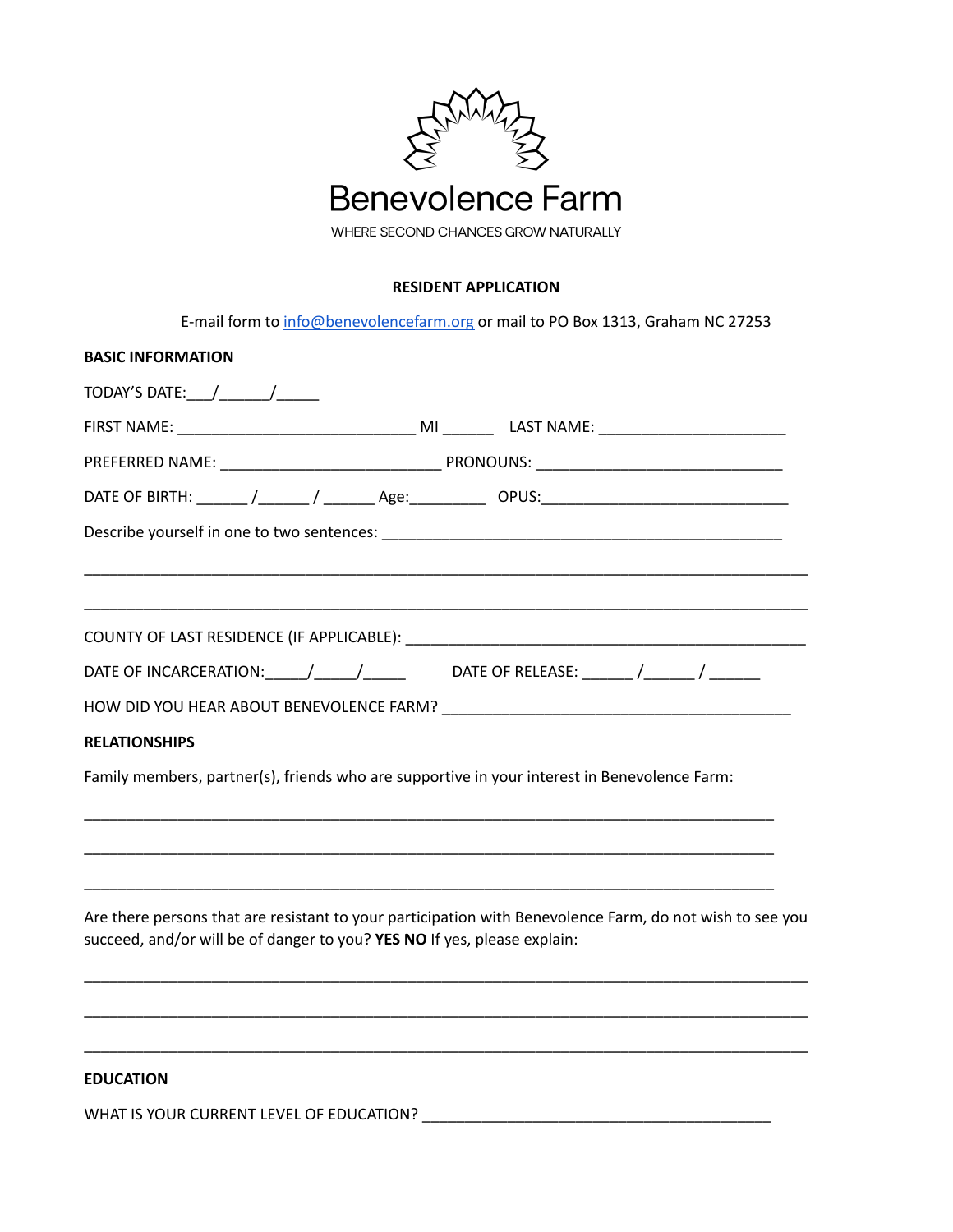# Benevolence Farm

WHERE SECOND CHANCES GROW NATURALLY

## RESIDENT APPLICATION

E-mail form to [info@benevolencefarm.org](mailto:info@benevolencefarm.org) or mail to PO Box 1313, Graham NC 27253

**BASIC INFORMATION**

TODAY'S DATE:___/______/_____

FIRST NAME: ___________________________ MI ______ LAST NAME: _____________________

PREFERRED NAME: _________________________ PRONOUNS: ____________________________

DATE OF BIRTH: ______ /______ / ______ Age:_________ OPUS:____________________________

Describe yourself in one to two sentences: _____________________________________________

__________________________________________________________________________________

__________________________________________________________________________________

COUNTY OF LAST RESIDENCE (IF APPLICABLE): ______________________________________________

DATE OF INCARCERATION:_____/_____/_____ DATE OF RELEASE: ______ /______ / ______

HOW DID YOU HEAR ABOUT BENEVOLENCE FARM? _______________________________________

**RELATIONSHIPS**

Family members, partner(s), friends who are supportive in your interest in Benevolence Farm:

________________________________________________________________________________

________________________________________________________________________________

________________________________________________________________________________

Are there persons that are resistant to your participation with Benevolence Farm, do not wish to see you succeed, and/or will be of danger to you? **YES NO** If yes, please explain:

__________________________________________________________________________________

__________________________________________________________________________________

__________________________________________________________________________________

**EDUCATION**

WHAT IS YOUR CURRENT LEVEL OF EDUCATION? ________________________________________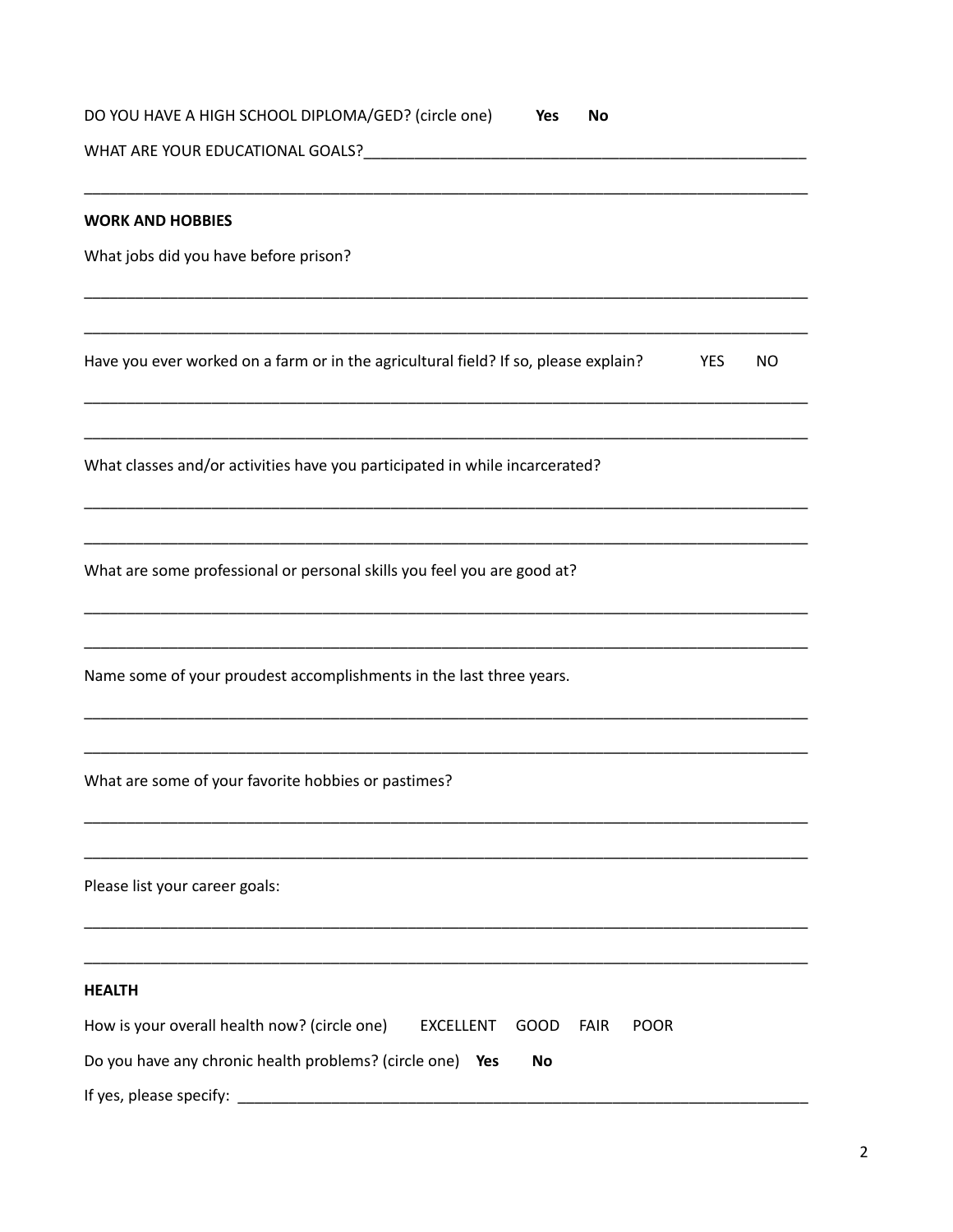DO YOU HAVE A HIGH SCHOOL DIPLOMA/GED? (circle one) **Yes** **No**

WHAT ARE YOUR EDUCATIONAL GOALS?______________________________________________________

_____________________________________________________________________________________

**WORK AND HOBBIES**

What jobs did you have before prison?

_____________________________________________________________________________________

_____________________________________________________________________________________

Have you ever worked on a farm or in the agricultural field? If so, please explain? YES NO

_____________________________________________________________________________________

_____________________________________________________________________________________

What classes and/or activities have you participated in while incarcerated?

_____________________________________________________________________________________

_____________________________________________________________________________________

What are some professional or personal skills you feel you are good at?

_____________________________________________________________________________________

_____________________________________________________________________________________

Name some of your proudest accomplishments in the last three years.

_____________________________________________________________________________________

_____________________________________________________________________________________

What are some of your favorite hobbies or pastimes?

_____________________________________________________________________________________

_____________________________________________________________________________________

Please list your career goals:

_____________________________________________________________________________________

_____________________________________________________________________________________

**HEALTH**

How is your overall health now? (circle one) EXCELLENT GOOD FAIR POOR

Do you have any chronic health problems? (circle one) **Yes** **No**

If yes, please specify: ____________________________________________________________________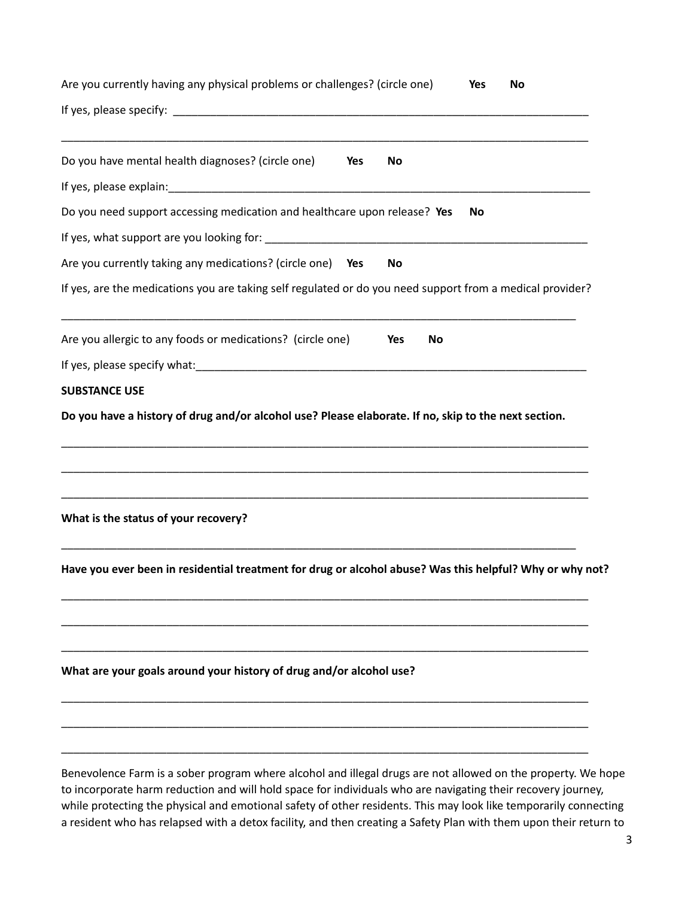Are you currently having any physical problems or challenges? (circle one) **Yes** **No**

If yes, please specify: ______________________________________________________________________

_____________________________________________________________________________________

Do you have mental health diagnoses? (circle one) **Yes** **No**

If yes, please explain:_______________________________________________________________________

Do you need support accessing medication and healthcare upon release? **Yes** **No**

If yes, what support are you looking for: ______________________________________________________

Are you currently taking any medications? (circle one) **Yes** **No**

If yes, are the medications you are taking self regulated or do you need support from a medical provider?

_____________________________________________________________________________________

Are you allergic to any foods or medications? (circle one) **Yes** **No**

If yes, please specify what:_____________________________________________________________________

**SUBSTANCE USE**

**Do you have a history of drug and/or alcohol use? Please elaborate. If no, skip to the next section.**

_____________________________________________________________________________________

_____________________________________________________________________________________

_____________________________________________________________________________________

**What is the status of your recovery?**

_____________________________________________________________________________________

**Have you ever been in residential treatment for drug or alcohol abuse? Was this helpful? Why or why not?**

_____________________________________________________________________________________

_____________________________________________________________________________________

_____________________________________________________________________________________

**What are your goals around your history of drug and/or alcohol use?**

_____________________________________________________________________________________

_____________________________________________________________________________________

_____________________________________________________________________________________

Benevolence Farm is a sober program where alcohol and illegal drugs are not allowed on the property. We hope to incorporate harm reduction and will hold space for individuals who are navigating their recovery journey, while protecting the physical and emotional safety of other residents. This may look like temporarily connecting a resident who has relapsed with a detox facility, and then creating a Safety Plan with them upon their return to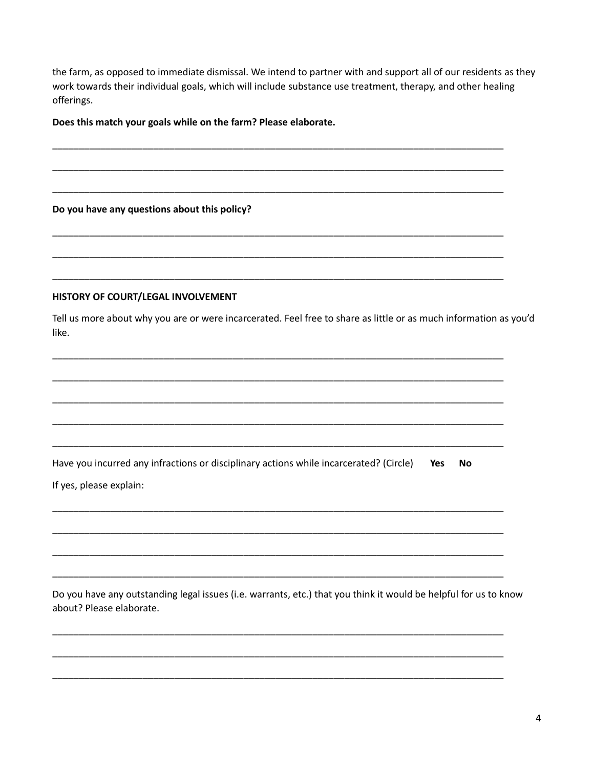the farm, as opposed to immediate dismissal. We intend to partner with and support all of our residents as they work towards their individual goals, which will include substance use treatment, therapy, and other healing offerings.

**Does this match your goals while on the farm? Please elaborate.**

______________________________________________________________________________________

______________________________________________________________________________________

______________________________________________________________________________________

**Do you have any questions about this policy?**

______________________________________________________________________________________

______________________________________________________________________________________

______________________________________________________________________________________

**HISTORY OF COURT/LEGAL INVOLVEMENT**

Tell us more about why you are or were incarcerated. Feel free to share as little or as much information as you'd like.

______________________________________________________________________________________

______________________________________________________________________________________

______________________________________________________________________________________

______________________________________________________________________________________

______________________________________________________________________________________

Have you incurred any infractions or disciplinary actions while incarcerated? (Circle) **Yes** **No**

If yes, please explain:

______________________________________________________________________________________

______________________________________________________________________________________

______________________________________________________________________________________

______________________________________________________________________________________

Do you have any outstanding legal issues (i.e. warrants, etc.) that you think it would be helpful for us to know about? Please elaborate.

______________________________________________________________________________________

______________________________________________________________________________________

______________________________________________________________________________________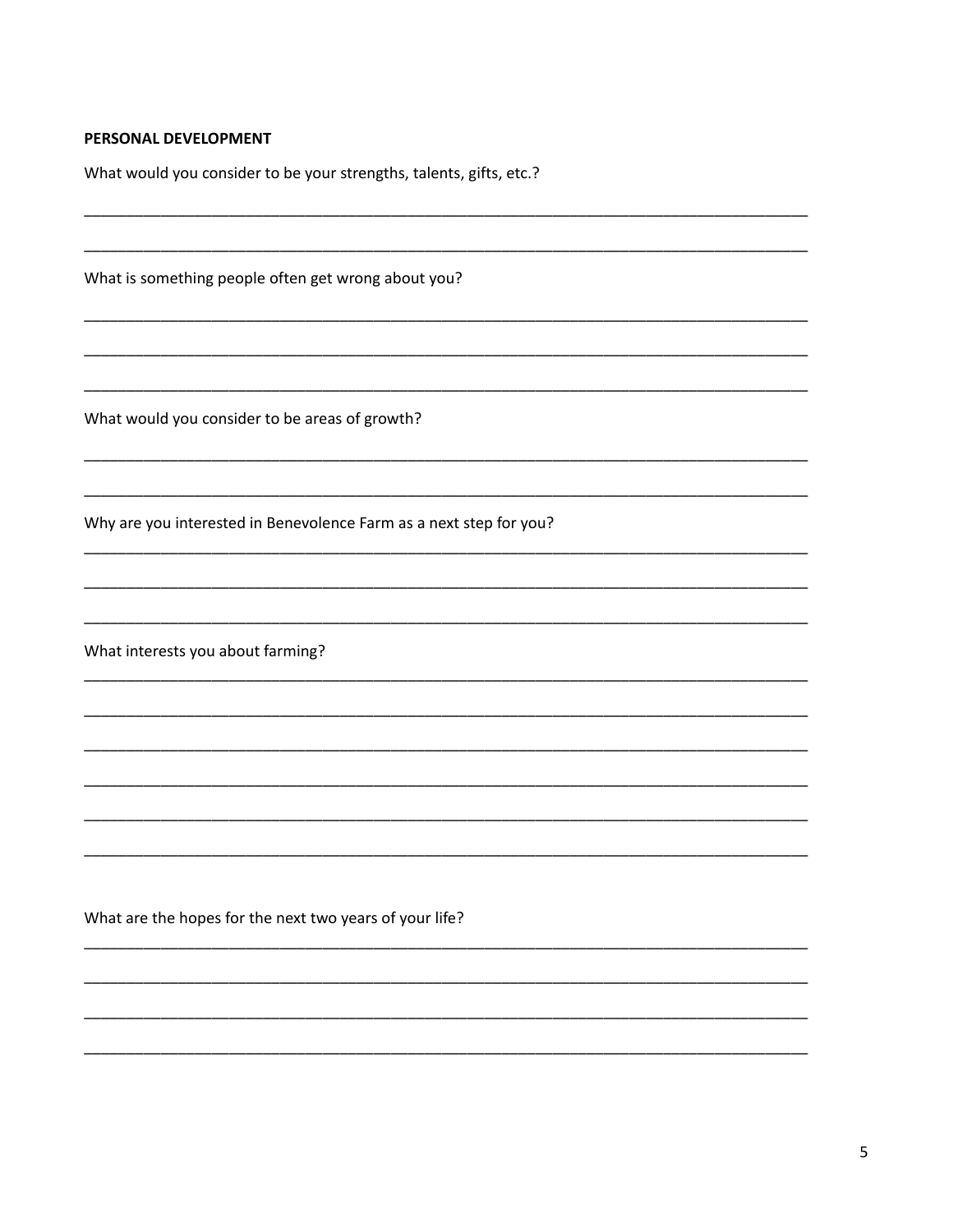**PERSONAL DEVELOPMENT**

What would you consider to be your strengths, talents, gifts, etc.?

______________________________________________________________________________

______________________________________________________________________________

What is something people often get wrong about you?

______________________________________________________________________________

______________________________________________________________________________

______________________________________________________________________________

What would you consider to be areas of growth?

______________________________________________________________________________

______________________________________________________________________________

Why are you interested in Benevolence Farm as a next step for you?

______________________________________________________________________________

______________________________________________________________________________

______________________________________________________________________________

What interests you about farming?

______________________________________________________________________________

______________________________________________________________________________

______________________________________________________________________________

______________________________________________________________________________

______________________________________________________________________________

______________________________________________________________________________

What are the hopes for the next two years of your life?

______________________________________________________________________________

______________________________________________________________________________

______________________________________________________________________________

______________________________________________________________________________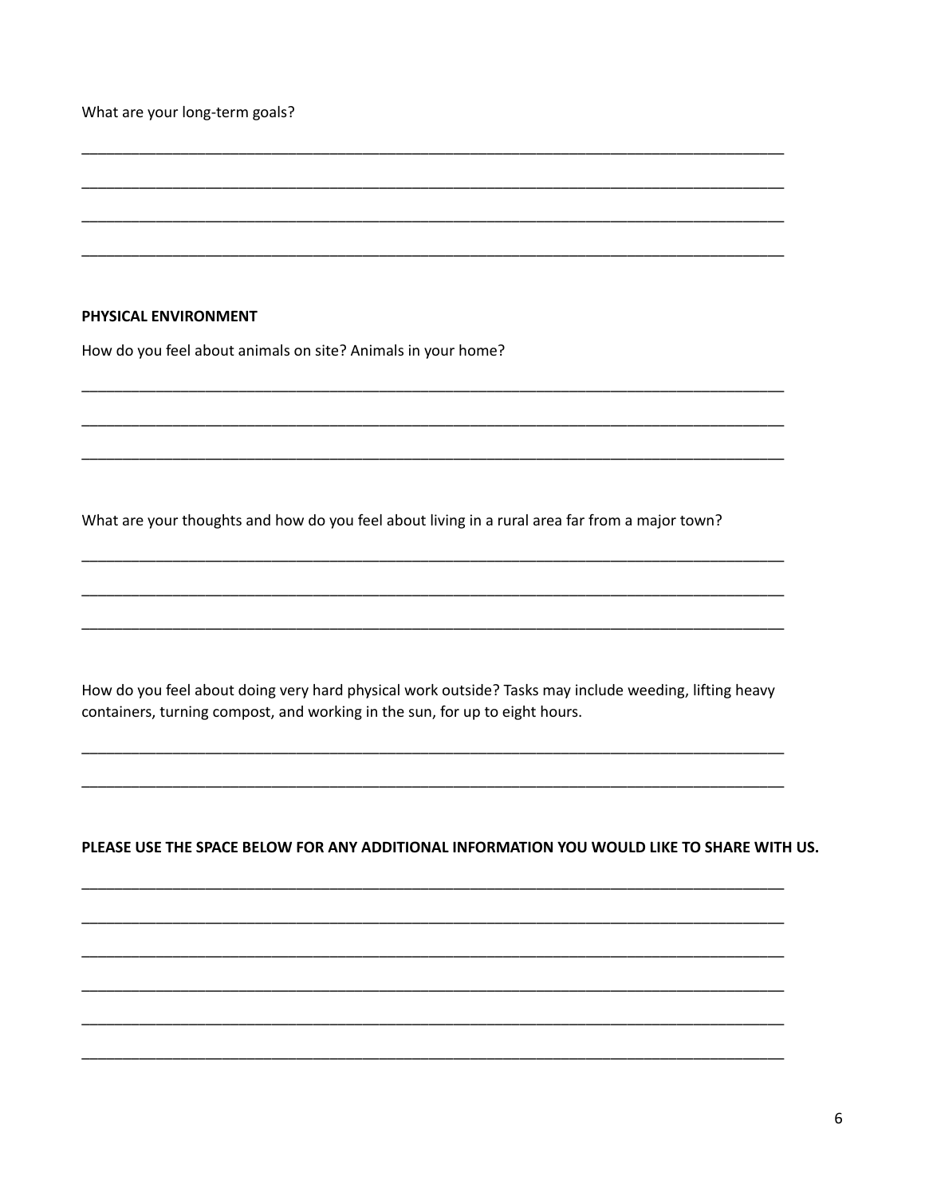What are your long-term goals?

___________________________________________________________________________________

___________________________________________________________________________________

___________________________________________________________________________________

___________________________________________________________________________________

**PHYSICAL ENVIRONMENT**

How do you feel about animals on site? Animals in your home?

___________________________________________________________________________________

___________________________________________________________________________________

___________________________________________________________________________________

What are your thoughts and how do you feel about living in a rural area far from a major town?

___________________________________________________________________________________

___________________________________________________________________________________

___________________________________________________________________________________

How do you feel about doing very hard physical work outside? Tasks may include weeding, lifting heavy containers, turning compost, and working in the sun, for up to eight hours.

___________________________________________________________________________________

___________________________________________________________________________________

**PLEASE USE THE SPACE BELOW FOR ANY ADDITIONAL INFORMATION YOU WOULD LIKE TO SHARE WITH US.**

___________________________________________________________________________________

___________________________________________________________________________________

___________________________________________________________________________________

___________________________________________________________________________________

___________________________________________________________________________________

___________________________________________________________________________________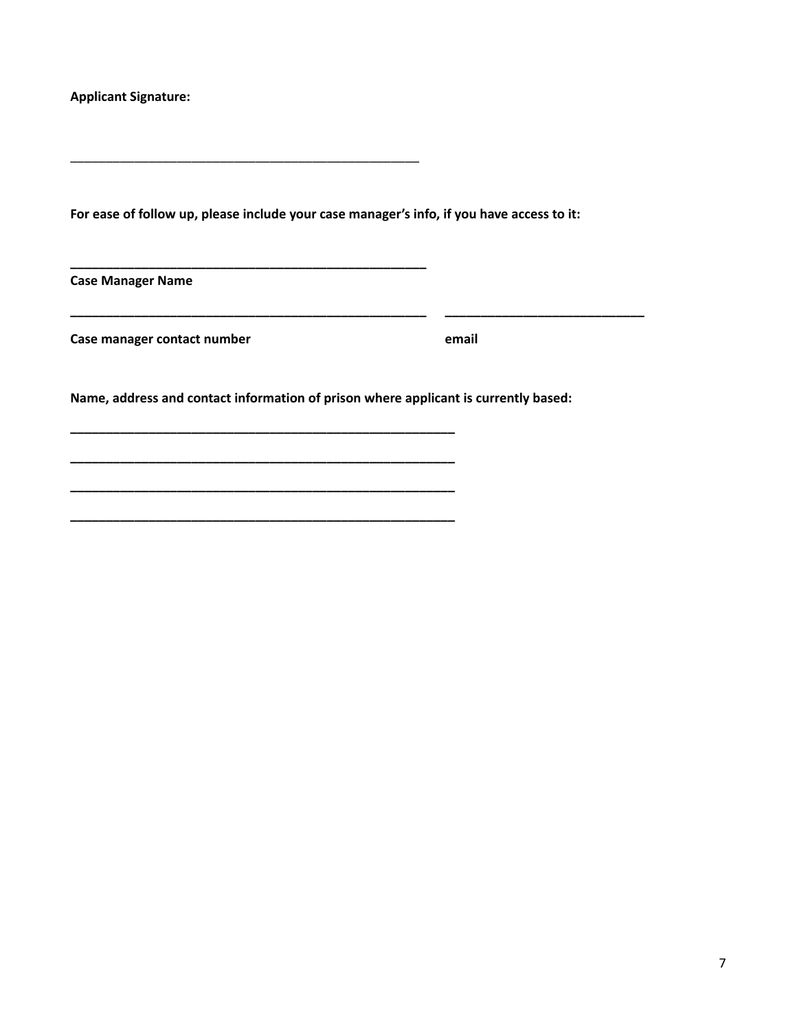**Applicant Signature:**

_____________________________________________

**For ease of follow up, please include your case manager's info, if you have access to it:**

_____________________________________________

**Case Manager Name**

_____________________________________________ _________________________

**Case manager contact number** **email**

**Name, address and contact information of prison where applicant is currently based:**

_____________________________________________

_____________________________________________

_____________________________________________

_____________________________________________